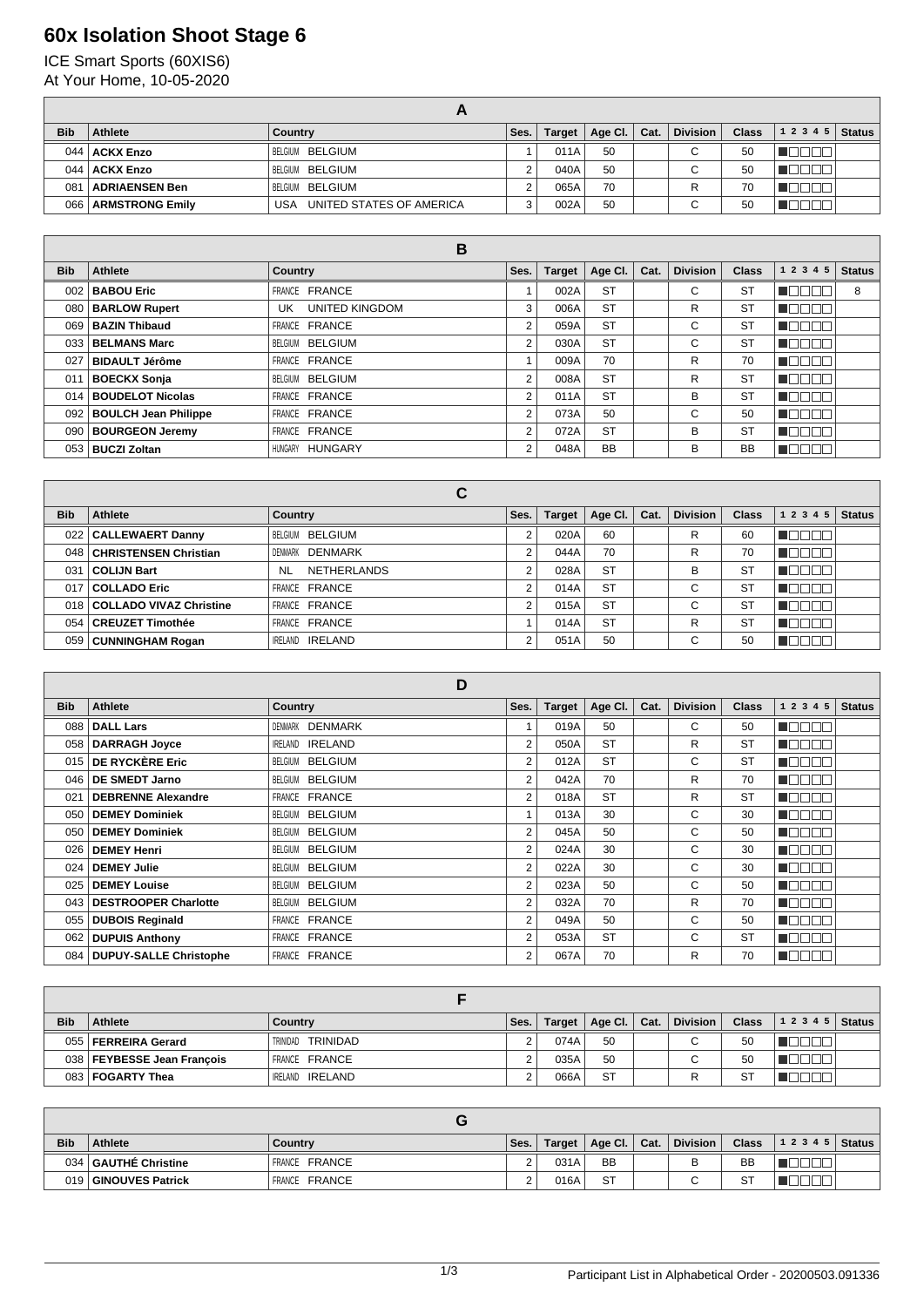# 60x Isolation Shoot Stage 6

ICE Smart Sports (60XIS6)
At Your Home, 10-05-2020

| A | | | | | | | | | | |
|---|---|---|---|---|---|---|---|---|---|---|
| **Bib** | **Athlete** | **Country** | **Ses.** | **Target** | **Age Cl.** | **Cat.** | **Division** | **Class** | **1 2 3 4 5** | **Status** |
| 044 | **ACKX Enzo** | BELGIUM BELGIUM | 1 | 011A | 50 | | C | 50 | | |
| 044 | **ACKX Enzo** | BELGIUM BELGIUM | 2 | 040A | 50 | | C | 50 | | |
| 081 | **ADRIAENSEN Ben** | BELGIUM BELGIUM | 2 | 065A | 70 | | R | 70 | | |
| 066 | **ARMSTRONG Emily** | USA UNITED STATES OF AMERICA | 3 | 002A | 50 | | C | 50 | | |

| B | | | | | | | | | | |
|---|---|---|---|---|---|---|---|---|---|---|
| **Bib** | **Athlete** | **Country** | **Ses.** | **Target** | **Age Cl.** | **Cat.** | **Division** | **Class** | **1 2 3 4 5** | **Status** |
| 002 | **BABOU Eric** | FRANCE FRANCE | 1 | 002A | ST | | C | ST | | 8 |
| 080 | **BARLOW Rupert** | UK UNITED KINGDOM | 3 | 006A | ST | | R | ST | | |
| 069 | **BAZIN Thibaud** | FRANCE FRANCE | 2 | 059A | ST | | C | ST | | |
| 033 | **BELMANS Marc** | BELGIUM BELGIUM | 2 | 030A | ST | | C | ST | | |
| 027 | **BIDAULT Jérôme** | FRANCE FRANCE | 1 | 009A | 70 | | R | 70 | | |
| 011 | **BOECKX Sonja** | BELGIUM BELGIUM | 2 | 008A | ST | | R | ST | | |
| 014 | **BOUDELOT Nicolas** | FRANCE FRANCE | 2 | 011A | ST | | B | ST | | |
| 092 | **BOULCH Jean Philippe** | FRANCE FRANCE | 2 | 073A | 50 | | C | 50 | | |
| 090 | **BOURGEON Jeremy** | FRANCE FRANCE | 2 | 072A | ST | | B | ST | | |
| 053 | **BUCZI Zoltan** | HUNGARY HUNGARY | 2 | 048A | BB | | B | BB | | |

| C | | | | | | | | | | |
|---|---|---|---|---|---|---|---|---|---|---|
| **Bib** | **Athlete** | **Country** | **Ses.** | **Target** | **Age Cl.** | **Cat.** | **Division** | **Class** | **1 2 3 4 5** | **Status** |
| 022 | **CALLEWAERT Danny** | BELGIUM BELGIUM | 2 | 020A | 60 | | R | 60 | | |
| 048 | **CHRISTENSEN Christian** | DENMARK DENMARK | 2 | 044A | 70 | | R | 70 | | |
| 031 | **COLIJN Bart** | NL NETHERLANDS | 2 | 028A | ST | | B | ST | | |
| 017 | **COLLADO Eric** | FRANCE FRANCE | 2 | 014A | ST | | C | ST | | |
| 018 | **COLLADO VIVAZ Christine** | FRANCE FRANCE | 2 | 015A | ST | | C | ST | | |
| 054 | **CREUZET Timothée** | FRANCE FRANCE | 1 | 014A | ST | | R | ST | | |
| 059 | **CUNNINGHAM Rogan** | IRELAND IRELAND | 2 | 051A | 50 | | C | 50 | | |

| D | | | | | | | | | | |
|---|---|---|---|---|---|---|---|---|---|---|
| **Bib** | **Athlete** | **Country** | **Ses.** | **Target** | **Age Cl.** | **Cat.** | **Division** | **Class** | **1 2 3 4 5** | **Status** |
| 088 | **DALL Lars** | DENMARK DENMARK | 1 | 019A | 50 | | C | 50 | | |
| 058 | **DARRAGH Joyce** | IRELAND IRELAND | 2 | 050A | ST | | R | ST | | |
| 015 | **DE RYCKÈRE Eric** | BELGIUM BELGIUM | 2 | 012A | ST | | C | ST | | |
| 046 | **DE SMEDT Jarno** | BELGIUM BELGIUM | 2 | 042A | 70 | | R | 70 | | |
| 021 | **DEBRENNE Alexandre** | FRANCE FRANCE | 2 | 018A | ST | | R | ST | | |
| 050 | **DEMEY Dominiek** | BELGIUM BELGIUM | 1 | 013A | 30 | | C | 30 | | |
| 050 | **DEMEY Dominiek** | BELGIUM BELGIUM | 2 | 045A | 50 | | C | 50 | | |
| 026 | **DEMEY Henri** | BELGIUM BELGIUM | 2 | 024A | 30 | | C | 30 | | |
| 024 | **DEMEY Julie** | BELGIUM BELGIUM | 2 | 022A | 30 | | C | 30 | | |
| 025 | **DEMEY Louise** | BELGIUM BELGIUM | 2 | 023A | 50 | | C | 50 | | |
| 043 | **DESTROOPER Charlotte** | BELGIUM BELGIUM | 2 | 032A | 70 | | R | 70 | | |
| 055 | **DUBOIS Reginald** | FRANCE FRANCE | 2 | 049A | 50 | | C | 50 | | |
| 062 | **DUPUIS Anthony** | FRANCE FRANCE | 2 | 053A | ST | | C | ST | | |
| 084 | **DUPUY-SALLE Christophe** | FRANCE FRANCE | 2 | 067A | 70 | | R | 70 | | |

| F | | | | | | | | | | |
|---|---|---|---|---|---|---|---|---|---|---|
| **Bib** | **Athlete** | **Country** | **Ses.** | **Target** | **Age Cl.** | **Cat.** | **Division** | **Class** | **1 2 3 4 5** | **Status** |
| 055 | **FERREIRA Gerard** | TRINIDAD TRINIDAD | 2 | 074A | 50 | | C | 50 | | |
| 038 | **FEYBESSE Jean François** | FRANCE FRANCE | 2 | 035A | 50 | | C | 50 | | |
| 083 | **FOGARTY Thea** | IRELAND IRELAND | 2 | 066A | ST | | R | ST | | |

| G | | | | | | | | | | |
|---|---|---|---|---|---|---|---|---|---|---|
| **Bib** | **Athlete** | **Country** | **Ses.** | **Target** | **Age Cl.** | **Cat.** | **Division** | **Class** | **1 2 3 4 5** | **Status** |
| 034 | **GAUTHÉ Christine** | FRANCE FRANCE | 2 | 031A | BB | | B | BB | | |
| 019 | **GINOUVES Patrick** | FRANCE FRANCE | 2 | 016A | ST | | C | ST | | |

Participant List in Alphabetical Order - 20200503.091336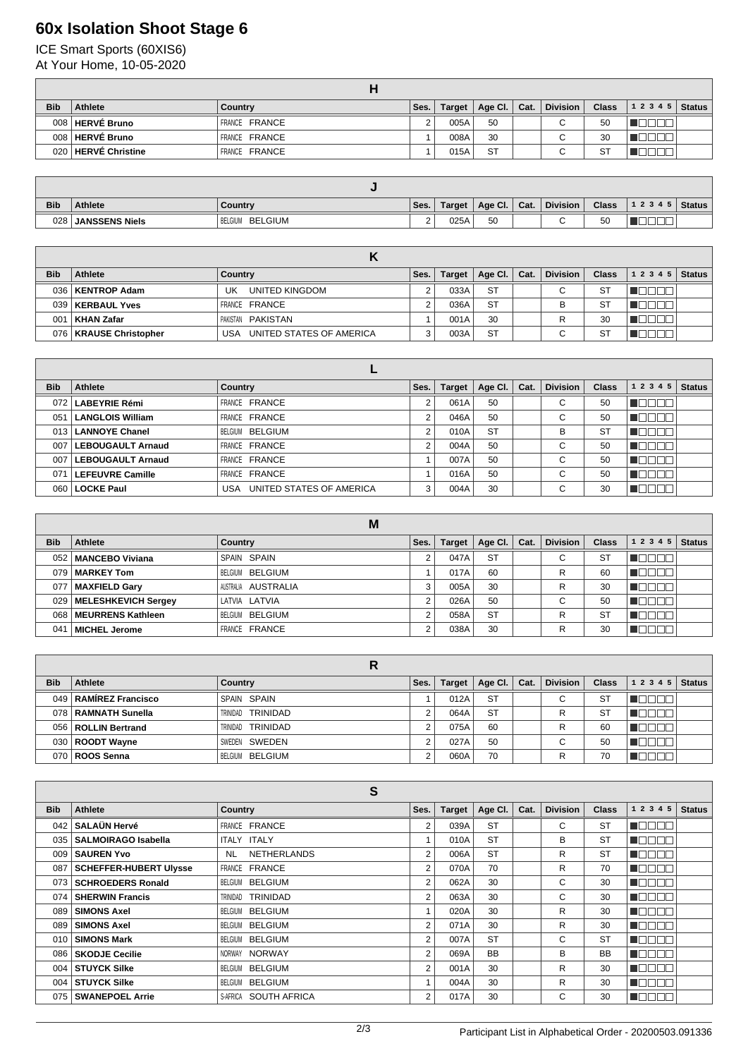# 60x Isolation Shoot Stage 6

ICE Smart Sports (60XIS6)
At Your Home, 10-05-2020

| H | | | | | | | | | | |
|---|---|---|---|---|---|---|---|---|---|---|
| **Bib** | **Athlete** | **Country** | **Ses.** | **Target** | **Age Cl.** | **Cat.** | **Division** | **Class** | **1 2 3 4 5** | **Status** |
| 008 | **HERVÉ Bruno** | FRANCE FRANCE | 2 | 005A | 50 | | C | 50 | ■□□□□ | |
| 008 | **HERVÉ Bruno** | FRANCE FRANCE | 1 | 008A | 30 | | C | 30 | ■□□□□ | |
| 020 | **HERVÉ Christine** | FRANCE FRANCE | 1 | 015A | ST | | C | ST | ■□□□□ | |

| J | | | | | | | | | | |
|---|---|---|---|---|---|---|---|---|---|---|
| **Bib** | **Athlete** | **Country** | **Ses.** | **Target** | **Age Cl.** | **Cat.** | **Division** | **Class** | **1 2 3 4 5** | **Status** |
| 028 | **JANSSENS Niels** | BELGIUM BELGIUM | 2 | 025A | 50 | | C | 50 | ■□□□□ | |

| K | | | | | | | | | | |
|---|---|---|---|---|---|---|---|---|---|---|
| **Bib** | **Athlete** | **Country** | **Ses.** | **Target** | **Age Cl.** | **Cat.** | **Division** | **Class** | **1 2 3 4 5** | **Status** |
| 036 | **KENTROP Adam** | UK UNITED KINGDOM | 2 | 033A | ST | | C | ST | ■□□□□ | |
| 039 | **KERBAUL Yves** | FRANCE FRANCE | 2 | 036A | ST | | B | ST | ■□□□□ | |
| 001 | **KHAN Zafar** | PAKISTAN PAKISTAN | 1 | 001A | 30 | | R | 30 | ■□□□□ | |
| 076 | **KRAUSE Christopher** | USA UNITED STATES OF AMERICA | 3 | 003A | ST | | C | ST | ■□□□□ | |

| L | | | | | | | | | | |
|---|---|---|---|---|---|---|---|---|---|---|
| **Bib** | **Athlete** | **Country** | **Ses.** | **Target** | **Age Cl.** | **Cat.** | **Division** | **Class** | **1 2 3 4 5** | **Status** |
| 072 | **LABEYRIE Rémi** | FRANCE FRANCE | 2 | 061A | 50 | | C | 50 | ■□□□□ | |
| 051 | **LANGLOIS William** | FRANCE FRANCE | 2 | 046A | 50 | | C | 50 | ■□□□□ | |
| 013 | **LANNOYE Chanel** | BELGIUM BELGIUM | 2 | 010A | ST | | B | ST | ■□□□□ | |
| 007 | **LEBOUGAULT Arnaud** | FRANCE FRANCE | 2 | 004A | 50 | | C | 50 | ■□□□□ | |
| 007 | **LEBOUGAULT Arnaud** | FRANCE FRANCE | 1 | 007A | 50 | | C | 50 | ■□□□□ | |
| 071 | **LEFEUVRE Camille** | FRANCE FRANCE | 1 | 016A | 50 | | C | 50 | ■□□□□ | |
| 060 | **LOCKE Paul** | USA UNITED STATES OF AMERICA | 3 | 004A | 30 | | C | 30 | ■□□□□ | |

| M | | | | | | | | | | |
|---|---|---|---|---|---|---|---|---|---|---|
| **Bib** | **Athlete** | **Country** | **Ses.** | **Target** | **Age Cl.** | **Cat.** | **Division** | **Class** | **1 2 3 4 5** | **Status** |
| 052 | **MANCEBO Viviana** | SPAIN SPAIN | 2 | 047A | ST | | C | ST | ■□□□□ | |
| 079 | **MARKEY Tom** | BELGIUM BELGIUM | 1 | 017A | 60 | | R | 60 | ■□□□□ | |
| 077 | **MAXFIELD Gary** | AUSTRALIA AUSTRALIA | 3 | 005A | 30 | | R | 30 | ■□□□□ | |
| 029 | **MELESHKEVICH Sergey** | LATVIA LATVIA | 2 | 026A | 50 | | C | 50 | ■□□□□ | |
| 068 | **MEURRENS Kathleen** | BELGIUM BELGIUM | 2 | 058A | ST | | R | ST | ■□□□□ | |
| 041 | **MICHEL Jerome** | FRANCE FRANCE | 2 | 038A | 30 | | R | 30 | ■□□□□ | |

| R | | | | | | | | | | |
|---|---|---|---|---|---|---|---|---|---|---|
| **Bib** | **Athlete** | **Country** | **Ses.** | **Target** | **Age Cl.** | **Cat.** | **Division** | **Class** | **1 2 3 4 5** | **Status** |
| 049 | **RAMÍREZ Francisco** | SPAIN SPAIN | 1 | 012A | ST | | C | ST | ■□□□□ | |
| 078 | **RAMNATH Sunella** | TRINIDAD TRINIDAD | 2 | 064A | ST | | R | ST | ■□□□□ | |
| 056 | **ROLLIN Bertrand** | TRINIDAD TRINIDAD | 2 | 075A | 60 | | R | 60 | ■□□□□ | |
| 030 | **ROODT Wayne** | SWEDEN SWEDEN | 2 | 027A | 50 | | C | 50 | ■□□□□ | |
| 070 | **ROOS Senna** | BELGIUM BELGIUM | 2 | 060A | 70 | | R | 70 | ■□□□□ | |

| S | | | | | | | | | | |
|---|---|---|---|---|---|---|---|---|---|---|
| **Bib** | **Athlete** | **Country** | **Ses.** | **Target** | **Age Cl.** | **Cat.** | **Division** | **Class** | **1 2 3 4 5** | **Status** |
| 042 | **SALAÜN Hervé** | FRANCE FRANCE | 2 | 039A | ST | | C | ST | ■□□□□ | |
| 035 | **SALMOIRAGO Isabella** | ITALY ITALY | 1 | 010A | ST | | B | ST | ■□□□□ | |
| 009 | **SAUREN Yvo** | NL NETHERLANDS | 2 | 006A | ST | | R | ST | ■□□□□ | |
| 087 | **SCHEFFER-HUBERT Ulysse** | FRANCE FRANCE | 2 | 070A | 70 | | R | 70 | ■□□□□ | |
| 073 | **SCHROEDERS Ronald** | BELGIUM BELGIUM | 2 | 062A | 30 | | C | 30 | ■□□□□ | |
| 074 | **SHERWIN Francis** | TRINIDAD TRINIDAD | 2 | 063A | 30 | | C | 30 | ■□□□□ | |
| 089 | **SIMONS Axel** | BELGIUM BELGIUM | 1 | 020A | 30 | | R | 30 | ■□□□□ | |
| 089 | **SIMONS Axel** | BELGIUM BELGIUM | 2 | 071A | 30 | | R | 30 | ■□□□□ | |
| 010 | **SIMONS Mark** | BELGIUM BELGIUM | 2 | 007A | ST | | C | ST | ■□□□□ | |
| 086 | **SKODJE Cecilie** | NORWAY NORWAY | 2 | 069A | BB | | B | BB | ■□□□□ | |
| 004 | **STUYCK Silke** | BELGIUM BELGIUM | 2 | 001A | 30 | | R | 30 | ■□□□□ | |
| 004 | **STUYCK Silke** | BELGIUM BELGIUM | 1 | 004A | 30 | | R | 30 | ■□□□□ | |
| 075 | **SWANEPOEL Arrie** | S-AFRICA SOUTH AFRICA | 2 | 017A | 30 | | C | 30 | ■□□□□ | |

Participant List in Alphabetical Order - 20200503.091336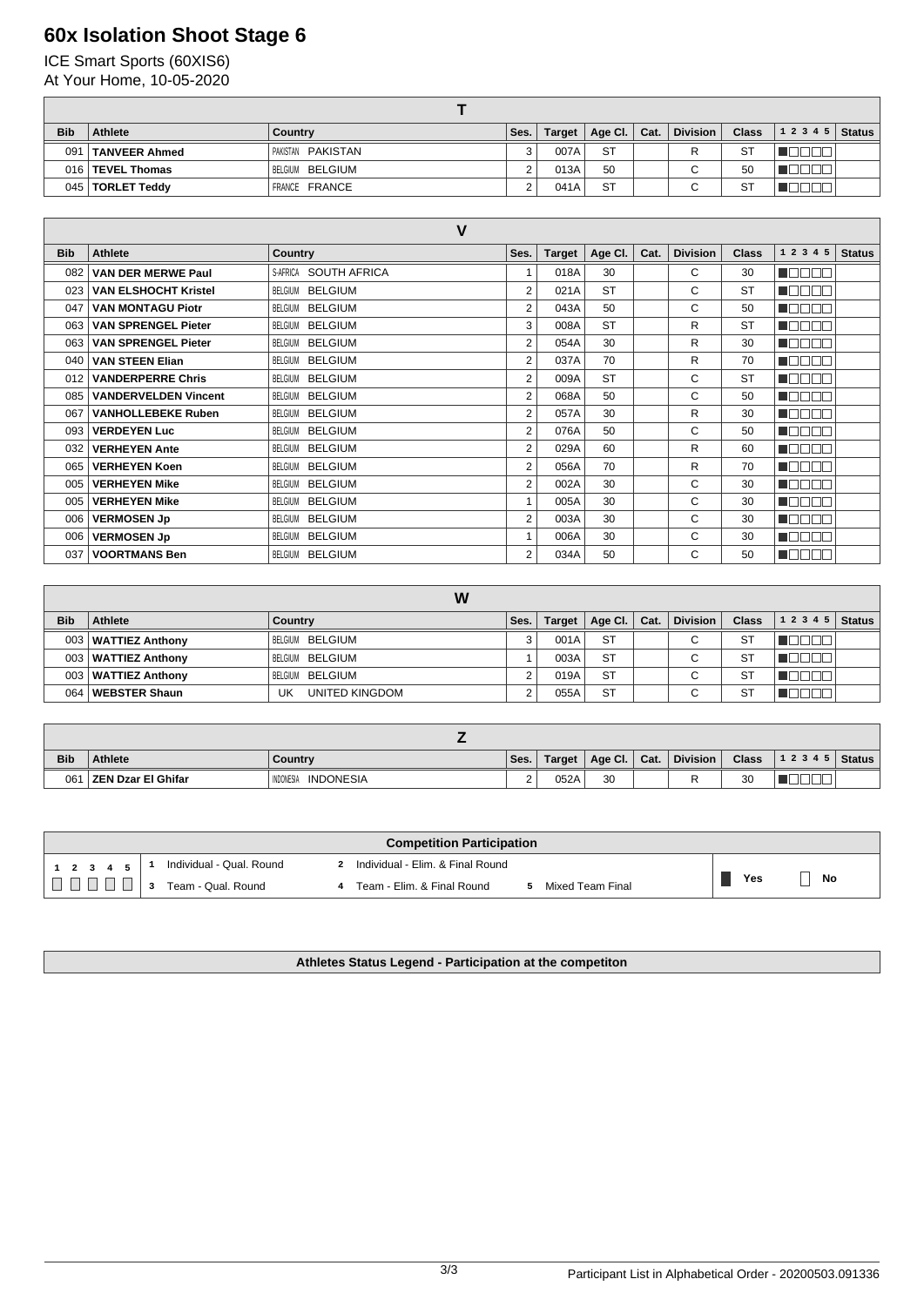# 60x Isolation Shoot Stage 6

ICE Smart Sports (60XIS6)
At Your Home, 10-05-2020

| T | | | | | | | | | | |
|---|---|---|---|---|---|---|---|---|---|---|
| **Bib** | **Athlete** | **Country** | **Ses.** | **Target** | **Age Cl.** | **Cat.** | **Division** | **Class** | **1 2 3 4 5** | **Status** |
| 091 | **TANVEER Ahmed** | PAKISTAN PAKISTAN | 3 | 007A | ST | | R | ST | ■□□□□ | |
| 016 | **TEVEL Thomas** | BELGIUM BELGIUM | 2 | 013A | 50 | | C | 50 | ■□□□□ | |
| 045 | **TORLET Teddy** | FRANCE FRANCE | 2 | 041A | ST | | C | ST | ■□□□□ | |

| V | | | | | | | | | | |
|---|---|---|---|---|---|---|---|---|---|---|
| **Bib** | **Athlete** | **Country** | **Ses.** | **Target** | **Age Cl.** | **Cat.** | **Division** | **Class** | **1 2 3 4 5** | **Status** |
| 082 | **VAN DER MERWE Paul** | S-AFRICA SOUTH AFRICA | 1 | 018A | 30 | | C | 30 | ■□□□□ | |
| 023 | **VAN ELSHOCHT Kristel** | BELGIUM BELGIUM | 2 | 021A | ST | | C | ST | ■□□□□ | |
| 047 | **VAN MONTAGU Piotr** | BELGIUM BELGIUM | 2 | 043A | 50 | | C | 50 | ■□□□□ | |
| 063 | **VAN SPRENGEL Pieter** | BELGIUM BELGIUM | 3 | 008A | ST | | R | ST | ■□□□□ | |
| 063 | **VAN SPRENGEL Pieter** | BELGIUM BELGIUM | 2 | 054A | 30 | | R | 30 | ■□□□□ | |
| 040 | **VAN STEEN Elian** | BELGIUM BELGIUM | 2 | 037A | 70 | | R | 70 | ■□□□□ | |
| 012 | **VANDERPERRE Chris** | BELGIUM BELGIUM | 2 | 009A | ST | | C | ST | ■□□□□ | |
| 085 | **VANDERVELDEN Vincent** | BELGIUM BELGIUM | 2 | 068A | 50 | | C | 50 | ■□□□□ | |
| 067 | **VANHOLLEBEKE Ruben** | BELGIUM BELGIUM | 2 | 057A | 30 | | R | 30 | ■□□□□ | |
| 093 | **VERDEYEN Luc** | BELGIUM BELGIUM | 2 | 076A | 50 | | C | 50 | ■□□□□ | |
| 032 | **VERHEYEN Ante** | BELGIUM BELGIUM | 2 | 029A | 60 | | R | 60 | ■□□□□ | |
| 065 | **VERHEYEN Koen** | BELGIUM BELGIUM | 2 | 056A | 70 | | R | 70 | ■□□□□ | |
| 005 | **VERHEYEN Mike** | BELGIUM BELGIUM | 2 | 002A | 30 | | C | 30 | ■□□□□ | |
| 005 | **VERHEYEN Mike** | BELGIUM BELGIUM | 1 | 005A | 30 | | C | 30 | ■□□□□ | |
| 006 | **VERMOSEN Jp** | BELGIUM BELGIUM | 2 | 003A | 30 | | C | 30 | ■□□□□ | |
| 006 | **VERMOSEN Jp** | BELGIUM BELGIUM | 1 | 006A | 30 | | C | 30 | ■□□□□ | |
| 037 | **VOORTMANS Ben** | BELGIUM BELGIUM | 2 | 034A | 50 | | C | 50 | ■□□□□ | |

| W | | | | | | | | | | |
|---|---|---|---|---|---|---|---|---|---|---|
| **Bib** | **Athlete** | **Country** | **Ses.** | **Target** | **Age Cl.** | **Cat.** | **Division** | **Class** | **1 2 3 4 5** | **Status** |
| 003 | **WATTIEZ Anthony** | BELGIUM BELGIUM | 3 | 001A | ST | | C | ST | ■□□□□ | |
| 003 | **WATTIEZ Anthony** | BELGIUM BELGIUM | 1 | 003A | ST | | C | ST | ■□□□□ | |
| 003 | **WATTIEZ Anthony** | BELGIUM BELGIUM | 2 | 019A | ST | | C | ST | ■□□□□ | |
| 064 | **WEBSTER Shaun** | UK UNITED KINGDOM | 2 | 055A | ST | | C | ST | ■□□□□ | |

| Z | | | | | | | | | | |
|---|---|---|---|---|---|---|---|---|---|---|
| **Bib** | **Athlete** | **Country** | **Ses.** | **Target** | **Age Cl.** | **Cat.** | **Division** | **Class** | **1 2 3 4 5** | **Status** |
| 061 | **ZEN Dzar El Ghifar** | INDONESIA INDONESIA | 2 | 052A | 30 | | R | 30 | ■□□□□ | |

| Competition Participation | | | |
|---|---|---|---|
| 1 2 3 4 5 | 1 Individual - Qual. Round | 2 Individual - Elim. & Final Round | ■ Yes □ No |
| □ □ □ □ □ | 3 Team - Qual. Round | 4 Team - Elim. & Final Round 5 Mixed Team Final | |

**Athletes Status Legend - Participation at the competiton**

Participant List in Alphabetical Order - 20200503.091336